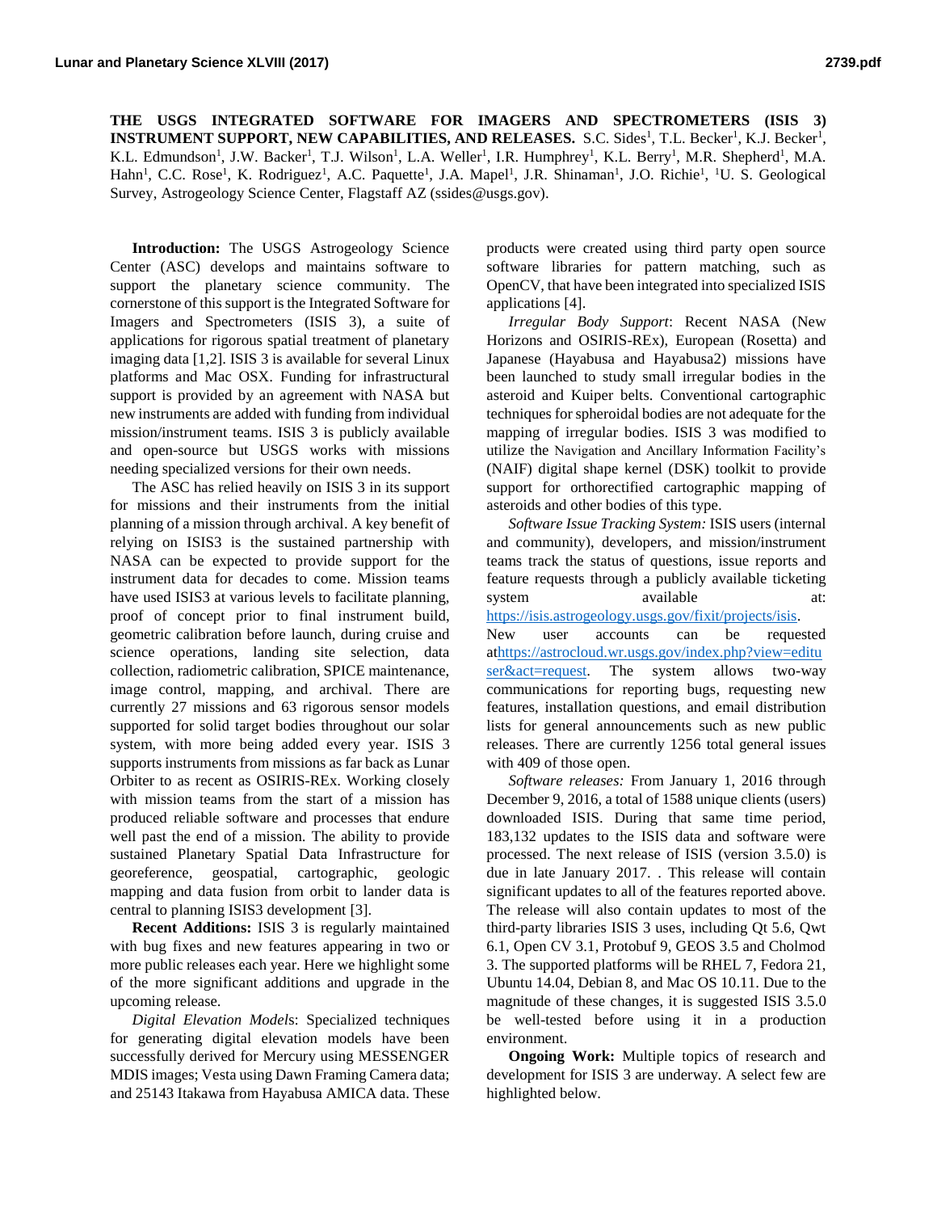**THE USGS INTEGRATED SOFTWARE FOR IMAGERS AND SPECTROMETERS (ISIS 3) INSTRUMENT SUPPORT, NEW CAPABILITIES, AND RELEASES.** S.C. Sides[1], T.L. Becker[1], K.J. Becker[1], K.L. Edmundson[1], J.W. Backer[1], T.J. Wilson[1], L.A. Weller[1], I.R. Humphrey[1], K.L. Berry[1], M.R. Shepherd[1], M.A. Hahn[1], C.C. Rose[1], K. Rodriguez[1], A.C. Paquette[1], J.A. Mapel[1], J.R. Shinaman[1], J.O. Richie[1], [1]U. S. Geological Survey, Astrogeology Science Center, Flagstaff AZ (ssides@usgs.gov).

**Introduction:** The USGS Astrogeology Science Center (ASC) develops and maintains software to support the planetary science community. The cornerstone of this support is the Integrated Software for Imagers and Spectrometers (ISIS 3), a suite of applications for rigorous spatial treatment of planetary imaging data [1,2]. ISIS 3 is available for several Linux platforms and Mac OSX. Funding for infrastructural support is provided by an agreement with NASA but new instruments are added with funding from individual mission/instrument teams. ISIS 3 is publicly available and open-source but USGS works with missions needing specialized versions for their own needs.

The ASC has relied heavily on ISIS 3 in its support for missions and their instruments from the initial planning of a mission through archival. A key benefit of relying on ISIS3 is the sustained partnership with NASA can be expected to provide support for the instrument data for decades to come. Mission teams have used ISIS3 at various levels to facilitate planning, proof of concept prior to final instrument build, geometric calibration before launch, during cruise and science operations, landing site selection, data collection, radiometric calibration, SPICE maintenance, image control, mapping, and archival. There are currently 27 missions and 63 rigorous sensor models supported for solid target bodies throughout our solar system, with more being added every year. ISIS 3 supports instruments from missions as far back as Lunar Orbiter to as recent as OSIRIS-REx. Working closely with mission teams from the start of a mission has produced reliable software and processes that endure well past the end of a mission. The ability to provide sustained Planetary Spatial Data Infrastructure for georeference, geospatial, cartographic, geologic mapping and data fusion from orbit to lander data is central to planning ISIS3 development [3].

**Recent Additions:** ISIS 3 is regularly maintained with bug fixes and new features appearing in two or more public releases each year. Here we highlight some of the more significant additions and upgrade in the upcoming release.

*Digital Elevation Models*: Specialized techniques for generating digital elevation models have been successfully derived for Mercury using MESSENGER MDIS images; Vesta using Dawn Framing Camera data; and 25143 Itakawa from Hayabusa AMICA data. These products were created using third party open source software libraries for pattern matching, such as OpenCV, that have been integrated into specialized ISIS applications [4].

*Irregular Body Support*: Recent NASA (New Horizons and OSIRIS-REx), European (Rosetta) and Japanese (Hayabusa and Hayabusa2) missions have been launched to study small irregular bodies in the asteroid and Kuiper belts. Conventional cartographic techniques for spheroidal bodies are not adequate for the mapping of irregular bodies. ISIS 3 was modified to utilize the Navigation and Ancillary Information Facility's (NAIF) digital shape kernel (DSK) toolkit to provide support for orthorectified cartographic mapping of asteroids and other bodies of this type.

*Software Issue Tracking System:* ISIS users (internal and community), developers, and mission/instrument teams track the status of questions, issue reports and feature requests through a publicly available ticketing system available at: https://isis.astrogeology.usgs.gov/fixit/projects/isis. New user accounts can be requested athttps://astrocloud.wr.usgs.gov/index.php?view=edituser&act=request. The system allows two-way communications for reporting bugs, requesting new features, installation questions, and email distribution lists for general announcements such as new public releases. There are currently 1256 total general issues with 409 of those open.

*Software releases:* From January 1, 2016 through December 9, 2016, a total of 1588 unique clients (users) downloaded ISIS. During that same time period, 183,132 updates to the ISIS data and software were processed. The next release of ISIS (version 3.5.0) is due in late January 2017. . This release will contain significant updates to all of the features reported above. The release will also contain updates to most of the third-party libraries ISIS 3 uses, including Qt 5.6, Qwt 6.1, Open CV 3.1, Protobuf 9, GEOS 3.5 and Cholmod 3. The supported platforms will be RHEL 7, Fedora 21, Ubuntu 14.04, Debian 8, and Mac OS 10.11. Due to the magnitude of these changes, it is suggested ISIS 3.5.0 be well-tested before using it in a production environment.

**Ongoing Work:** Multiple topics of research and development for ISIS 3 are underway. A select few are highlighted below.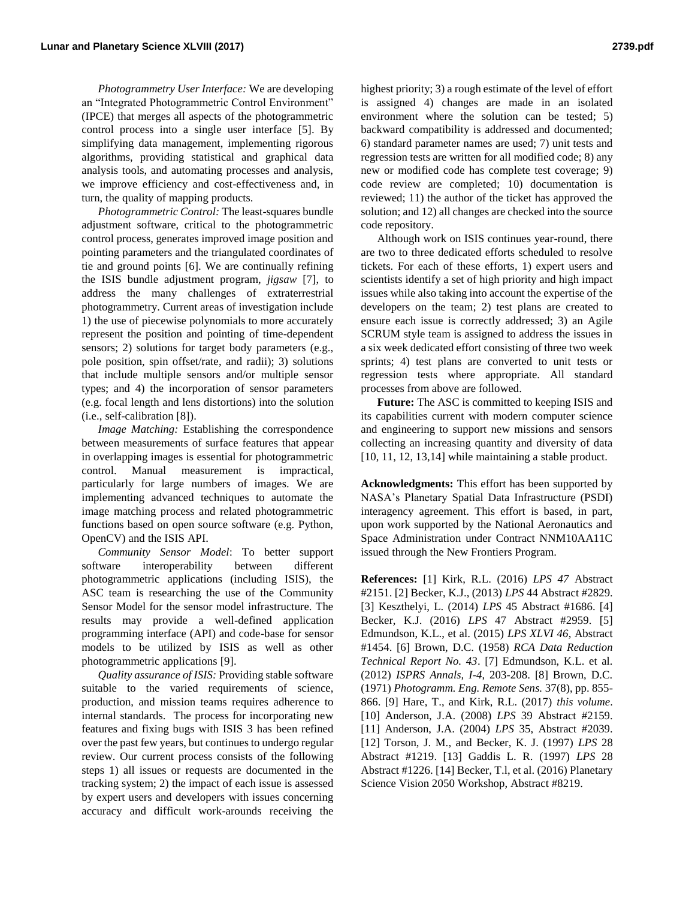*Photogrammetry User Interface:* We are developing an "Integrated Photogrammetric Control Environment" (IPCE) that merges all aspects of the photogrammetric control process into a single user interface [5]. By simplifying data management, implementing rigorous algorithms, providing statistical and graphical data analysis tools, and automating processes and analysis, we improve efficiency and cost-effectiveness and, in turn, the quality of mapping products.

*Photogrammetric Control:* The least-squares bundle adjustment software, critical to the photogrammetric control process, generates improved image position and pointing parameters and the triangulated coordinates of tie and ground points [6]. We are continually refining the ISIS bundle adjustment program, *jigsaw* [7], to address the many challenges of extraterrestrial photogrammetry. Current areas of investigation include 1) the use of piecewise polynomials to more accurately represent the position and pointing of time-dependent sensors; 2) solutions for target body parameters (e.g., pole position, spin offset/rate, and radii); 3) solutions that include multiple sensors and/or multiple sensor types; and 4) the incorporation of sensor parameters (e.g. focal length and lens distortions) into the solution (i.e., self-calibration [8]).

*Image Matching:* Establishing the correspondence between measurements of surface features that appear in overlapping images is essential for photogrammetric control. Manual measurement is impractical, particularly for large numbers of images. We are implementing advanced techniques to automate the image matching process and related photogrammetric functions based on open source software (e.g. Python, OpenCV) and the ISIS API.

*Community Sensor Model*: To better support software interoperability between different photogrammetric applications (including ISIS), the ASC team is researching the use of the Community Sensor Model for the sensor model infrastructure. The results may provide a well-defined application programming interface (API) and code-base for sensor models to be utilized by ISIS as well as other photogrammetric applications [9].

*Quality assurance of ISIS:* Providing stable software suitable to the varied requirements of science, production, and mission teams requires adherence to internal standards. The process for incorporating new features and fixing bugs with ISIS 3 has been refined over the past few years, but continues to undergo regular review. Our current process consists of the following steps 1) all issues or requests are documented in the tracking system; 2) the impact of each issue is assessed by expert users and developers with issues concerning accuracy and difficult work-arounds receiving the highest priority; 3) a rough estimate of the level of effort is assigned 4) changes are made in an isolated environment where the solution can be tested; 5) backward compatibility is addressed and documented; 6) standard parameter names are used; 7) unit tests and regression tests are written for all modified code; 8) any new or modified code has complete test coverage; 9) code review are completed; 10) documentation is reviewed; 11) the author of the ticket has approved the solution; and 12) all changes are checked into the source code repository.

Although work on ISIS continues year-round, there are two to three dedicated efforts scheduled to resolve tickets. For each of these efforts, 1) expert users and scientists identify a set of high priority and high impact issues while also taking into account the expertise of the developers on the team; 2) test plans are created to ensure each issue is correctly addressed; 3) an Agile SCRUM style team is assigned to address the issues in a six week dedicated effort consisting of three two week sprints; 4) test plans are converted to unit tests or regression tests where appropriate. All standard processes from above are followed.

**Future:** The ASC is committed to keeping ISIS and its capabilities current with modern computer science and engineering to support new missions and sensors collecting an increasing quantity and diversity of data [10, 11, 12, 13,14] while maintaining a stable product.

**Acknowledgments:** This effort has been supported by NASA's Planetary Spatial Data Infrastructure (PSDI) interagency agreement. This effort is based, in part, upon work supported by the National Aeronautics and Space Administration under Contract NNM10AA11C issued through the New Frontiers Program.

**References:** [1] Kirk, R.L. (2016) *LPS 47* Abstract #2151. [2] Becker, K.J., (2013) *LPS* 44 Abstract #2829. [3] Keszthelyi, L. (2014) *LPS* 45 Abstract #1686. [4] Becker, K.J. (2016) *LPS* 47 Abstract #2959. [5] Edmundson, K.L., et al. (2015) *LPS XLVI 46*, Abstract #1454. [6] Brown, D.C. (1958) *RCA Data Reduction Technical Report No. 43*. [7] Edmundson, K.L. et al. (2012) *ISPRS Annals, I-4*, 203-208. [8] Brown, D.C. (1971) *Photogramm. Eng. Remote Sens.* 37(8), pp. 855-866. [9] Hare, T., and Kirk, R.L. (2017) *this volume*. [10] Anderson, J.A. (2008) *LPS* 39 Abstract #2159. [11] Anderson, J.A. (2004) *LPS* 35, Abstract #2039. [12] Torson, J. M., and Becker, K. J. (1997) *LPS* 28 Abstract #1219. [13] Gaddis L. R. (1997) *LPS* 28 Abstract #1226. [14] Becker, T.l, et al. (2016) Planetary Science Vision 2050 Workshop, Abstract #8219.